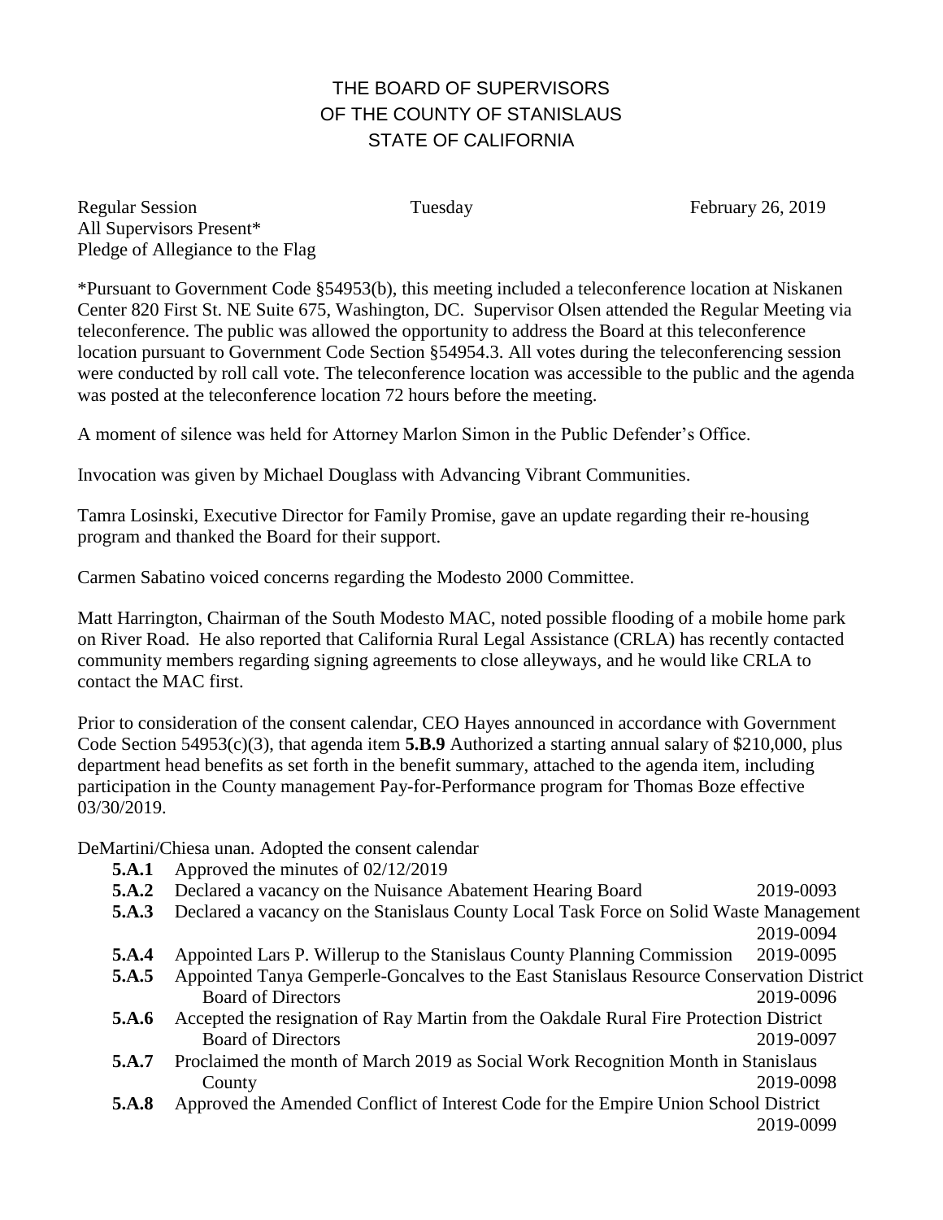# THE BOARD OF SUPERVISORS
# OF THE COUNTY OF STANISLAUS
# STATE OF CALIFORNIA

Regular Session Tuesday February 26, 2019
All Supervisors Present*
Pledge of Allegiance to the Flag

*Pursuant to Government Code §54953(b), this meeting included a teleconference location at Niskanen Center 820 First St. NE Suite 675, Washington, DC. Supervisor Olsen attended the Regular Meeting via teleconference. The public was allowed the opportunity to address the Board at this teleconference location pursuant to Government Code Section §54954.3. All votes during the teleconferencing session were conducted by roll call vote. The teleconference location was accessible to the public and the agenda was posted at the teleconference location 72 hours before the meeting.

A moment of silence was held for Attorney Marlon Simon in the Public Defender's Office.

Invocation was given by Michael Douglass with Advancing Vibrant Communities.

Tamra Losinski, Executive Director for Family Promise, gave an update regarding their re-housing program and thanked the Board for their support.

Carmen Sabatino voiced concerns regarding the Modesto 2000 Committee.

Matt Harrington, Chairman of the South Modesto MAC, noted possible flooding of a mobile home park on River Road. He also reported that California Rural Legal Assistance (CRLA) has recently contacted community members regarding signing agreements to close alleyways, and he would like CRLA to contact the MAC first.

Prior to consideration of the consent calendar, CEO Hayes announced in accordance with Government Code Section 54953(c)(3), that agenda item **5.B.9** Authorized a starting annual salary of $210,000, plus department head benefits as set forth in the benefit summary, attached to the agenda item, including participation in the County management Pay-for-Performance program for Thomas Boze effective 03/30/2019.

DeMartini/Chiesa unan. Adopted the consent calendar

- **5.A.1** Approved the minutes of 02/12/2019
- **5.A.2** Declared a vacancy on the Nuisance Abatement Hearing Board 2019-0093
- **5.A.3** Declared a vacancy on the Stanislaus County Local Task Force on Solid Waste Management 2019-0094
- **5.A.4** Appointed Lars P. Willerup to the Stanislaus County Planning Commission 2019-0095
- **5.A.5** Appointed Tanya Gemperle-Goncalves to the East Stanislaus Resource Conservation District Board of Directors 2019-0096
- **5.A.6** Accepted the resignation of Ray Martin from the Oakdale Rural Fire Protection District Board of Directors 2019-0097
- **5.A.7** Proclaimed the month of March 2019 as Social Work Recognition Month in Stanislaus County 2019-0098
- **5.A.8** Approved the Amended Conflict of Interest Code for the Empire Union School District 2019-0099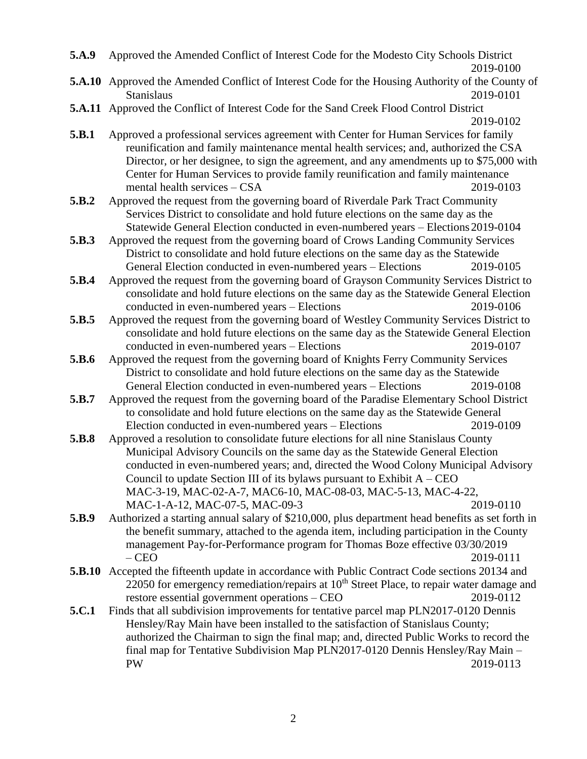**5.A.9** Approved the Amended Conflict of Interest Code for the Modesto City Schools District 2019-0100

**5.A.10** Approved the Amended Conflict of Interest Code for the Housing Authority of the County of Stanislaus 2019-0101

**5.A.11** Approved the Conflict of Interest Code for the Sand Creek Flood Control District 2019-0102

**5.B.1** Approved a professional services agreement with Center for Human Services for family reunification and family maintenance mental health services; and, authorized the CSA Director, or her designee, to sign the agreement, and any amendments up to $75,000 with Center for Human Services to provide family reunification and family maintenance mental health services – CSA 2019-0103

**5.B.2** Approved the request from the governing board of Riverdale Park Tract Community Services District to consolidate and hold future elections on the same day as the Statewide General Election conducted in even-numbered years – Elections 2019-0104

**5.B.3** Approved the request from the governing board of Crows Landing Community Services District to consolidate and hold future elections on the same day as the Statewide General Election conducted in even-numbered years – Elections 2019-0105

**5.B.4** Approved the request from the governing board of Grayson Community Services District to consolidate and hold future elections on the same day as the Statewide General Election conducted in even-numbered years – Elections 2019-0106

**5.B.5** Approved the request from the governing board of Westley Community Services District to consolidate and hold future elections on the same day as the Statewide General Election conducted in even-numbered years – Elections 2019-0107

**5.B.6** Approved the request from the governing board of Knights Ferry Community Services District to consolidate and hold future elections on the same day as the Statewide General Election conducted in even-numbered years – Elections 2019-0108

**5.B.7** Approved the request from the governing board of the Paradise Elementary School District to consolidate and hold future elections on the same day as the Statewide General Election conducted in even-numbered years – Elections 2019-0109

**5.B.8** Approved a resolution to consolidate future elections for all nine Stanislaus County Municipal Advisory Councils on the same day as the Statewide General Election conducted in even-numbered years; and, directed the Wood Colony Municipal Advisory Council to update Section III of its bylaws pursuant to Exhibit A – CEO MAC-3-19, MAC-02-A-7, MAC6-10, MAC-08-03, MAC-5-13, MAC-4-22, MAC-1-A-12, MAC-07-5, MAC-09-3 2019-0110

**5.B.9** Authorized a starting annual salary of $210,000, plus department head benefits as set forth in the benefit summary, attached to the agenda item, including participation in the County management Pay-for-Performance program for Thomas Boze effective 03/30/2019 – CEO 2019-0111

**5.B.10** Accepted the fifteenth update in accordance with Public Contract Code sections 20134 and 22050 for emergency remediation/repairs at 10th Street Place, to repair water damage and restore essential government operations – CEO 2019-0112

**5.C.1** Finds that all subdivision improvements for tentative parcel map PLN2017-0120 Dennis Hensley/Ray Main have been installed to the satisfaction of Stanislaus County; authorized the Chairman to sign the final map; and, directed Public Works to record the final map for Tentative Subdivision Map PLN2017-0120 Dennis Hensley/Ray Main – PW 2019-0113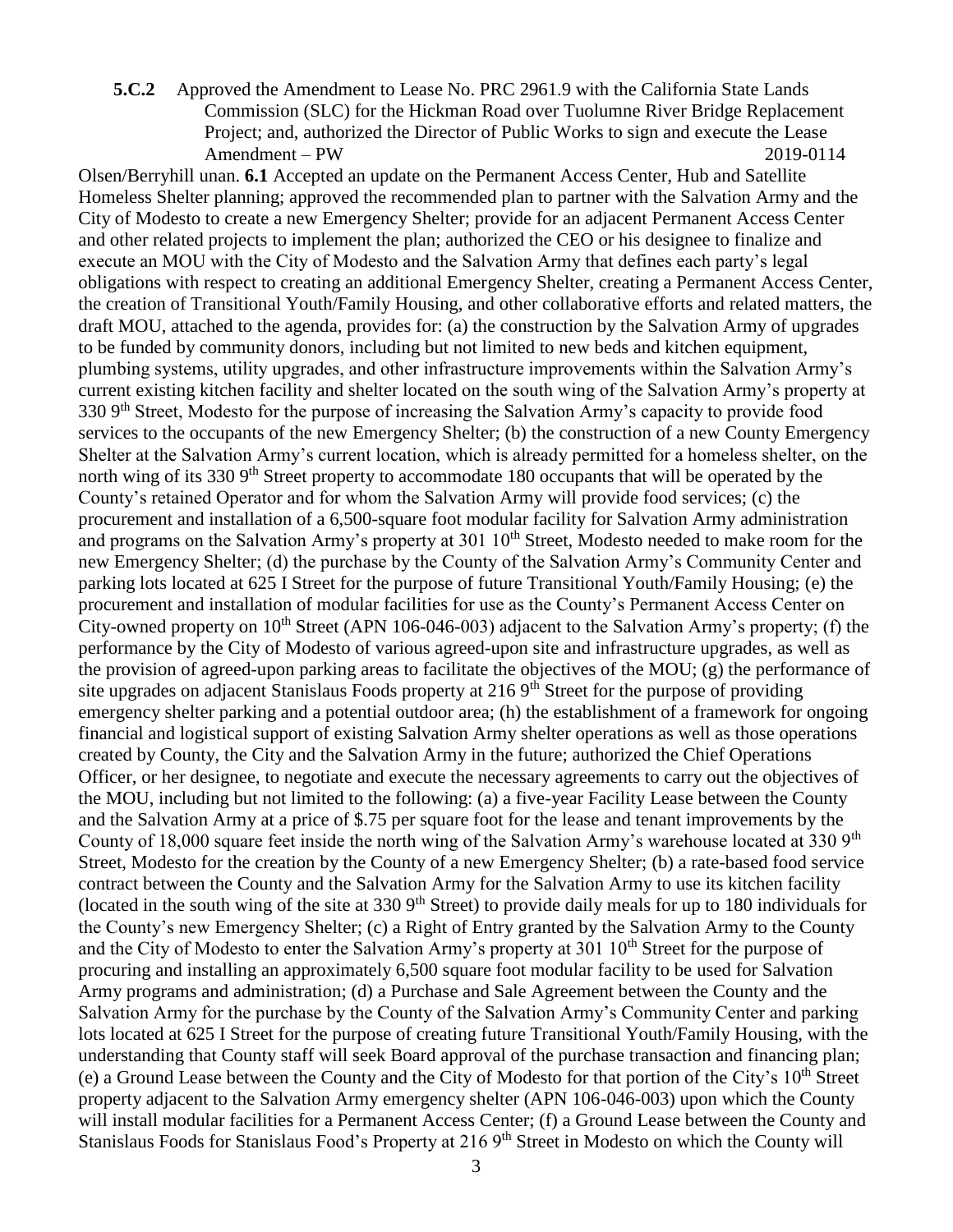**5.C.2** Approved the Amendment to Lease No. PRC 2961.9 with the California State Lands Commission (SLC) for the Hickman Road over Tuolumne River Bridge Replacement Project; and, authorized the Director of Public Works to sign and execute the Lease Amendment – PW 2019-0114

Olsen/Berryhill unan. **6.1** Accepted an update on the Permanent Access Center, Hub and Satellite Homeless Shelter planning; approved the recommended plan to partner with the Salvation Army and the City of Modesto to create a new Emergency Shelter; provide for an adjacent Permanent Access Center and other related projects to implement the plan; authorized the CEO or his designee to finalize and execute an MOU with the City of Modesto and the Salvation Army that defines each party's legal obligations with respect to creating an additional Emergency Shelter, creating a Permanent Access Center, the creation of Transitional Youth/Family Housing, and other collaborative efforts and related matters, the draft MOU, attached to the agenda, provides for: (a) the construction by the Salvation Army of upgrades to be funded by community donors, including but not limited to new beds and kitchen equipment, plumbing systems, utility upgrades, and other infrastructure improvements within the Salvation Army's current existing kitchen facility and shelter located on the south wing of the Salvation Army's property at 330 9th Street, Modesto for the purpose of increasing the Salvation Army's capacity to provide food services to the occupants of the new Emergency Shelter; (b) the construction of a new County Emergency Shelter at the Salvation Army's current location, which is already permitted for a homeless shelter, on the north wing of its 330 9th Street property to accommodate 180 occupants that will be operated by the County's retained Operator and for whom the Salvation Army will provide food services; (c) the procurement and installation of a 6,500-square foot modular facility for Salvation Army administration and programs on the Salvation Army's property at 301 10th Street, Modesto needed to make room for the new Emergency Shelter; (d) the purchase by the County of the Salvation Army's Community Center and parking lots located at 625 I Street for the purpose of future Transitional Youth/Family Housing; (e) the procurement and installation of modular facilities for use as the County's Permanent Access Center on City-owned property on 10th Street (APN 106-046-003) adjacent to the Salvation Army's property; (f) the performance by the City of Modesto of various agreed-upon site and infrastructure upgrades, as well as the provision of agreed-upon parking areas to facilitate the objectives of the MOU; (g) the performance of site upgrades on adjacent Stanislaus Foods property at 216 9th Street for the purpose of providing emergency shelter parking and a potential outdoor area; (h) the establishment of a framework for ongoing financial and logistical support of existing Salvation Army shelter operations as well as those operations created by County, the City and the Salvation Army in the future; authorized the Chief Operations Officer, or her designee, to negotiate and execute the necessary agreements to carry out the objectives of the MOU, including but not limited to the following: (a) a five-year Facility Lease between the County and the Salvation Army at a price of $.75 per square foot for the lease and tenant improvements by the County of 18,000 square feet inside the north wing of the Salvation Army's warehouse located at 330 9th Street, Modesto for the creation by the County of a new Emergency Shelter; (b) a rate-based food service contract between the County and the Salvation Army for the Salvation Army to use its kitchen facility (located in the south wing of the site at 330 9th Street) to provide daily meals for up to 180 individuals for the County's new Emergency Shelter; (c) a Right of Entry granted by the Salvation Army to the County and the City of Modesto to enter the Salvation Army's property at 301 10th Street for the purpose of procuring and installing an approximately 6,500 square foot modular facility to be used for Salvation Army programs and administration; (d) a Purchase and Sale Agreement between the County and the Salvation Army for the purchase by the County of the Salvation Army's Community Center and parking lots located at 625 I Street for the purpose of creating future Transitional Youth/Family Housing, with the understanding that County staff will seek Board approval of the purchase transaction and financing plan; (e) a Ground Lease between the County and the City of Modesto for that portion of the City's 10th Street property adjacent to the Salvation Army emergency shelter (APN 106-046-003) upon which the County will install modular facilities for a Permanent Access Center; (f) a Ground Lease between the County and Stanislaus Foods for Stanislaus Food's Property at 216 9th Street in Modesto on which the County will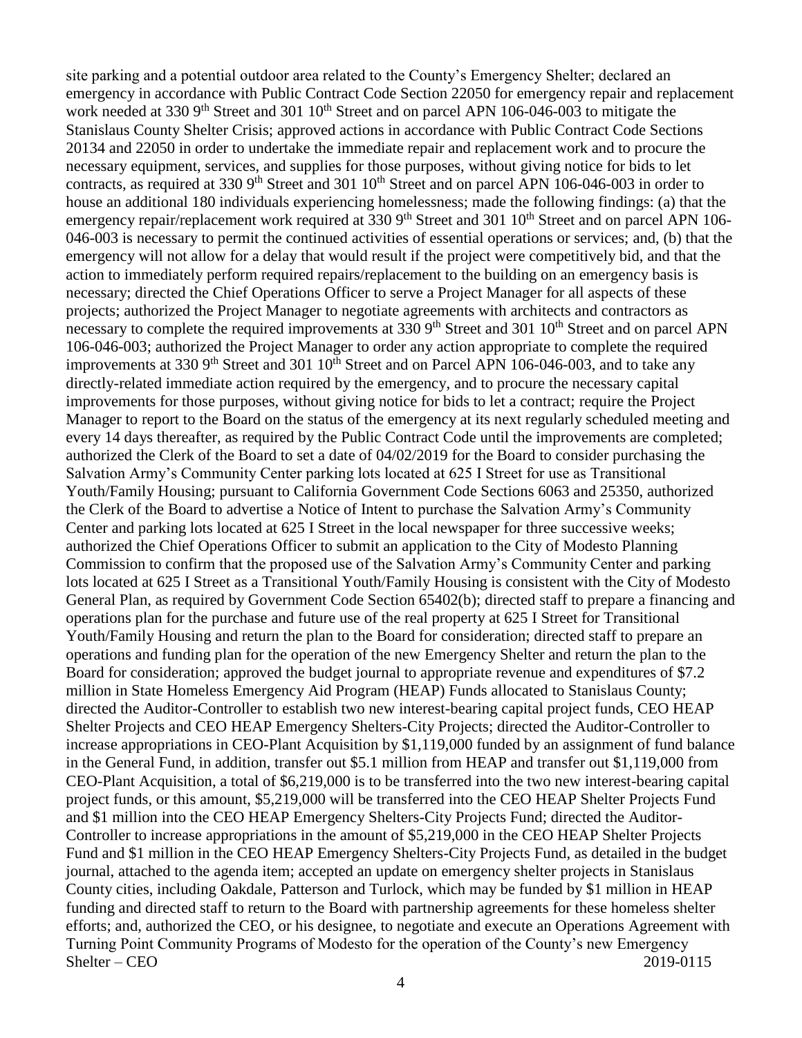site parking and a potential outdoor area related to the County's Emergency Shelter; declared an emergency in accordance with Public Contract Code Section 22050 for emergency repair and replacement work needed at 330 9th Street and 301 10th Street and on parcel APN 106-046-003 to mitigate the Stanislaus County Shelter Crisis; approved actions in accordance with Public Contract Code Sections 20134 and 22050 in order to undertake the immediate repair and replacement work and to procure the necessary equipment, services, and supplies for those purposes, without giving notice for bids to let contracts, as required at 330 9th Street and 301 10th Street and on parcel APN 106-046-003 in order to house an additional 180 individuals experiencing homelessness; made the following findings: (a) that the emergency repair/replacement work required at 330 9th Street and 301 10th Street and on parcel APN 106-046-003 is necessary to permit the continued activities of essential operations or services; and, (b) that the emergency will not allow for a delay that would result if the project were competitively bid, and that the action to immediately perform required repairs/replacement to the building on an emergency basis is necessary; directed the Chief Operations Officer to serve a Project Manager for all aspects of these projects; authorized the Project Manager to negotiate agreements with architects and contractors as necessary to complete the required improvements at 330 9th Street and 301 10th Street and on parcel APN 106-046-003; authorized the Project Manager to order any action appropriate to complete the required improvements at 330 9th Street and 301 10th Street and on Parcel APN 106-046-003, and to take any directly-related immediate action required by the emergency, and to procure the necessary capital improvements for those purposes, without giving notice for bids to let a contract; require the Project Manager to report to the Board on the status of the emergency at its next regularly scheduled meeting and every 14 days thereafter, as required by the Public Contract Code until the improvements are completed; authorized the Clerk of the Board to set a date of 04/02/2019 for the Board to consider purchasing the Salvation Army's Community Center parking lots located at 625 I Street for use as Transitional Youth/Family Housing; pursuant to California Government Code Sections 6063 and 25350, authorized the Clerk of the Board to advertise a Notice of Intent to purchase the Salvation Army's Community Center and parking lots located at 625 I Street in the local newspaper for three successive weeks; authorized the Chief Operations Officer to submit an application to the City of Modesto Planning Commission to confirm that the proposed use of the Salvation Army's Community Center and parking lots located at 625 I Street as a Transitional Youth/Family Housing is consistent with the City of Modesto General Plan, as required by Government Code Section 65402(b); directed staff to prepare a financing and operations plan for the purchase and future use of the real property at 625 I Street for Transitional Youth/Family Housing and return the plan to the Board for consideration; directed staff to prepare an operations and funding plan for the operation of the new Emergency Shelter and return the plan to the Board for consideration; approved the budget journal to appropriate revenue and expenditures of $7.2 million in State Homeless Emergency Aid Program (HEAP) Funds allocated to Stanislaus County; directed the Auditor-Controller to establish two new interest-bearing capital project funds, CEO HEAP Shelter Projects and CEO HEAP Emergency Shelters-City Projects; directed the Auditor-Controller to increase appropriations in CEO-Plant Acquisition by $1,119,000 funded by an assignment of fund balance in the General Fund, in addition, transfer out $5.1 million from HEAP and transfer out $1,119,000 from CEO-Plant Acquisition, a total of $6,219,000 is to be transferred into the two new interest-bearing capital project funds, or this amount, $5,219,000 will be transferred into the CEO HEAP Shelter Projects Fund and $1 million into the CEO HEAP Emergency Shelters-City Projects Fund; directed the Auditor-Controller to increase appropriations in the amount of $5,219,000 in the CEO HEAP Shelter Projects Fund and $1 million in the CEO HEAP Emergency Shelters-City Projects Fund, as detailed in the budget journal, attached to the agenda item; accepted an update on emergency shelter projects in Stanislaus County cities, including Oakdale, Patterson and Turlock, which may be funded by $1 million in HEAP funding and directed staff to return to the Board with partnership agreements for these homeless shelter efforts; and, authorized the CEO, or his designee, to negotiate and execute an Operations Agreement with Turning Point Community Programs of Modesto for the operation of the County's new Emergency Shelter – CEO 2019-0115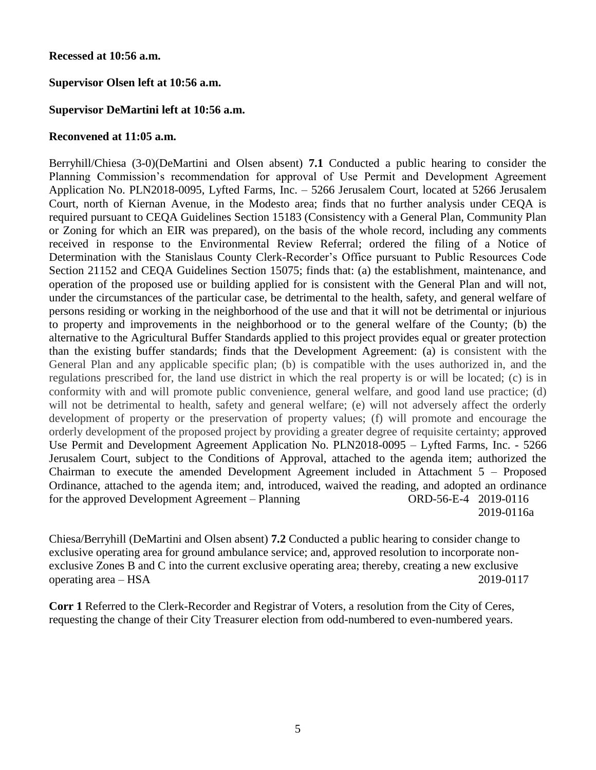**Recessed at 10:56 a.m.**

**Supervisor Olsen left at 10:56 a.m.**

**Supervisor DeMartini left at 10:56 a.m.**

**Reconvened at 11:05 a.m.**

Berryhill/Chiesa (3-0)(DeMartini and Olsen absent) **7.1** Conducted a public hearing to consider the Planning Commission's recommendation for approval of Use Permit and Development Agreement Application No. PLN2018-0095, Lyfted Farms, Inc. – 5266 Jerusalem Court, located at 5266 Jerusalem Court, north of Kiernan Avenue, in the Modesto area; finds that no further analysis under CEQA is required pursuant to CEQA Guidelines Section 15183 (Consistency with a General Plan, Community Plan or Zoning for which an EIR was prepared), on the basis of the whole record, including any comments received in response to the Environmental Review Referral; ordered the filing of a Notice of Determination with the Stanislaus County Clerk-Recorder's Office pursuant to Public Resources Code Section 21152 and CEQA Guidelines Section 15075; finds that: (a) the establishment, maintenance, and operation of the proposed use or building applied for is consistent with the General Plan and will not, under the circumstances of the particular case, be detrimental to the health, safety, and general welfare of persons residing or working in the neighborhood of the use and that it will not be detrimental or injurious to property and improvements in the neighborhood or to the general welfare of the County; (b) the alternative to the Agricultural Buffer Standards applied to this project provides equal or greater protection than the existing buffer standards; finds that the Development Agreement: (a) is consistent with the General Plan and any applicable specific plan; (b) is compatible with the uses authorized in, and the regulations prescribed for, the land use district in which the real property is or will be located; (c) is in conformity with and will promote public convenience, general welfare, and good land use practice; (d) will not be detrimental to health, safety and general welfare; (e) will not adversely affect the orderly development of property or the preservation of property values; (f) will promote and encourage the orderly development of the proposed project by providing a greater degree of requisite certainty; approved Use Permit and Development Agreement Application No. PLN2018-0095 – Lyfted Farms, Inc. - 5266 Jerusalem Court, subject to the Conditions of Approval, attached to the agenda item; authorized the Chairman to execute the amended Development Agreement included in Attachment 5 – Proposed Ordinance, attached to the agenda item; and, introduced, waived the reading, and adopted an ordinance for the approved Development Agreement – Planning ORD-56-E-4 2019-0116
2019-0116a

Chiesa/Berryhill (DeMartini and Olsen absent) **7.2** Conducted a public hearing to consider change to exclusive operating area for ground ambulance service; and, approved resolution to incorporate non-exclusive Zones B and C into the current exclusive operating area; thereby, creating a new exclusive operating area – HSA 2019-0117

**Corr 1** Referred to the Clerk-Recorder and Registrar of Voters, a resolution from the City of Ceres, requesting the change of their City Treasurer election from odd-numbered to even-numbered years.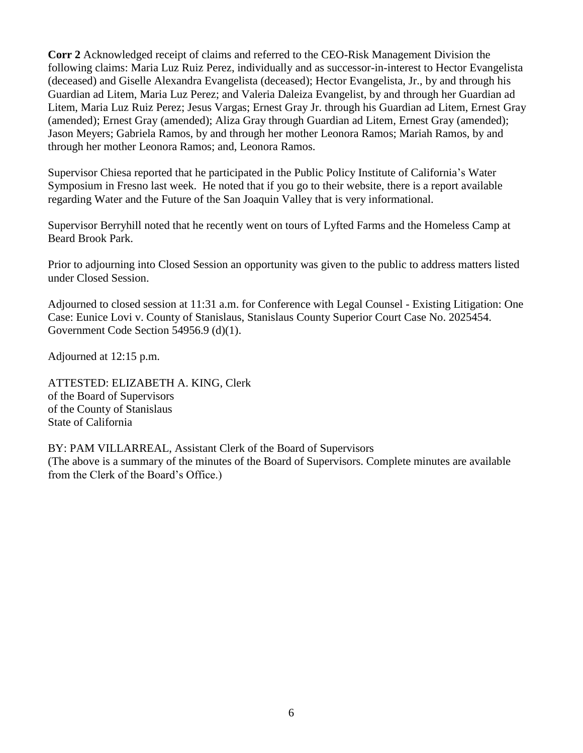**Corr 2** Acknowledged receipt of claims and referred to the CEO-Risk Management Division the following claims: Maria Luz Ruiz Perez, individually and as successor-in-interest to Hector Evangelista (deceased) and Giselle Alexandra Evangelista (deceased); Hector Evangelista, Jr., by and through his Guardian ad Litem, Maria Luz Perez; and Valeria Daleiza Evangelist, by and through her Guardian ad Litem, Maria Luz Ruiz Perez; Jesus Vargas; Ernest Gray Jr. through his Guardian ad Litem, Ernest Gray (amended); Ernest Gray (amended); Aliza Gray through Guardian ad Litem, Ernest Gray (amended); Jason Meyers; Gabriela Ramos, by and through her mother Leonora Ramos; Mariah Ramos, by and through her mother Leonora Ramos; and, Leonora Ramos.

Supervisor Chiesa reported that he participated in the Public Policy Institute of California's Water Symposium in Fresno last week. He noted that if you go to their website, there is a report available regarding Water and the Future of the San Joaquin Valley that is very informational.

Supervisor Berryhill noted that he recently went on tours of Lyfted Farms and the Homeless Camp at Beard Brook Park.

Prior to adjourning into Closed Session an opportunity was given to the public to address matters listed under Closed Session.

Adjourned to closed session at 11:31 a.m. for Conference with Legal Counsel - Existing Litigation: One Case: Eunice Lovi v. County of Stanislaus, Stanislaus County Superior Court Case No. 2025454. Government Code Section 54956.9 (d)(1).

Adjourned at 12:15 p.m.

ATTESTED: ELIZABETH A. KING, Clerk
of the Board of Supervisors
of the County of Stanislaus
State of California

BY: PAM VILLARREAL, Assistant Clerk of the Board of Supervisors
(The above is a summary of the minutes of the Board of Supervisors. Complete minutes are available from the Clerk of the Board's Office.)